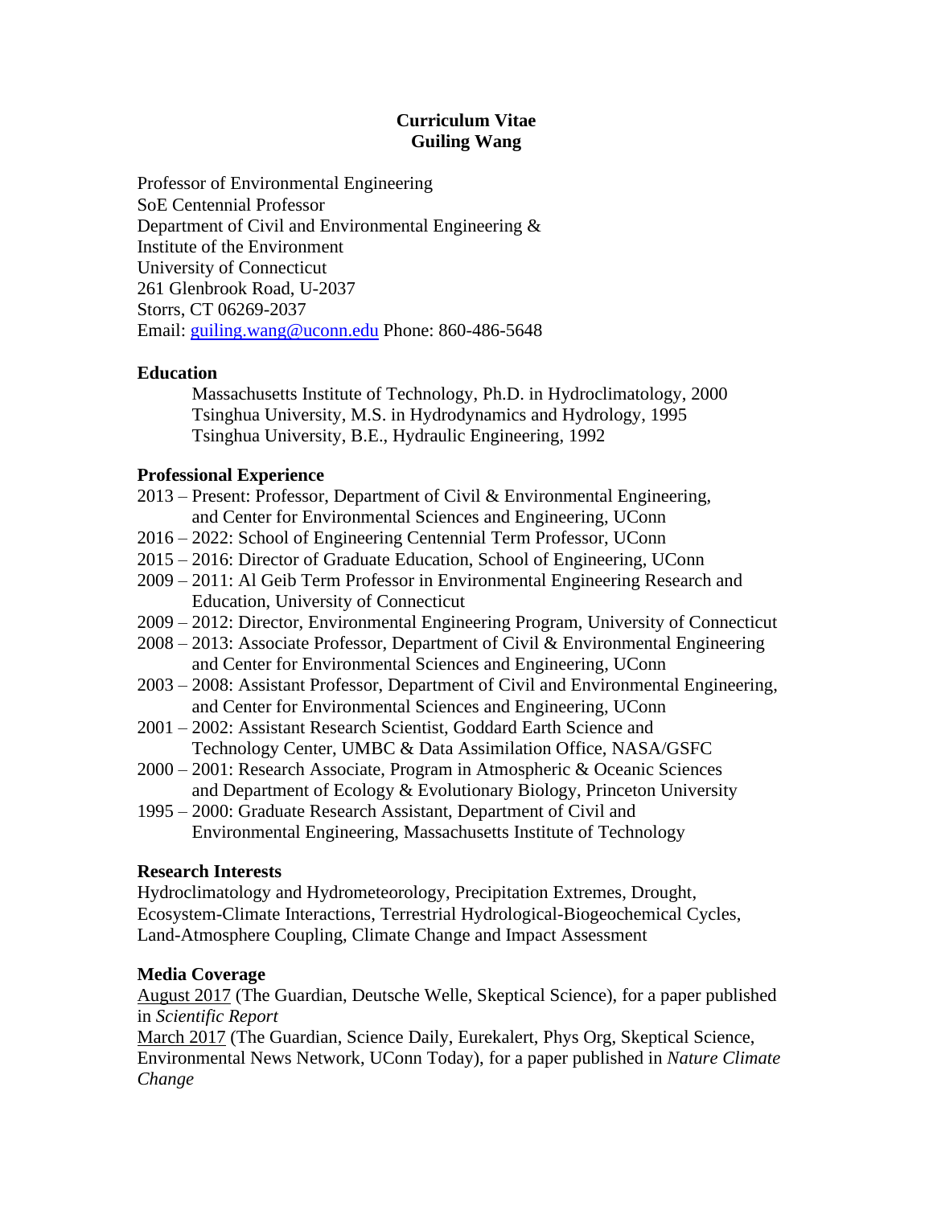# Curriculum Vitae
# Guiling Wang

Professor of Environmental Engineering
SoE Centennial Professor
Department of Civil and Environmental Engineering &
Institute of the Environment
University of Connecticut
261 Glenbrook Road, U-2037
Storrs, CT 06269-2037
Email: guiling.wang@uconn.edu Phone: 860-486-5648

## Education

Massachusetts Institute of Technology, Ph.D. in Hydroclimatology, 2000
Tsinghua University, M.S. in Hydrodynamics and Hydrology, 1995
Tsinghua University, B.E., Hydraulic Engineering, 1992

## Professional Experience

2013 – Present: Professor, Department of Civil & Environmental Engineering, and Center for Environmental Sciences and Engineering, UConn
2016 – 2022: School of Engineering Centennial Term Professor, UConn
2015 – 2016: Director of Graduate Education, School of Engineering, UConn
2009 – 2011: Al Geib Term Professor in Environmental Engineering Research and Education, University of Connecticut
2009 – 2012: Director, Environmental Engineering Program, University of Connecticut
2008 – 2013: Associate Professor, Department of Civil & Environmental Engineering and Center for Environmental Sciences and Engineering, UConn
2003 – 2008: Assistant Professor, Department of Civil and Environmental Engineering, and Center for Environmental Sciences and Engineering, UConn
2001 – 2002: Assistant Research Scientist, Goddard Earth Science and Technology Center, UMBC & Data Assimilation Office, NASA/GSFC
2000 – 2001: Research Associate, Program in Atmospheric & Oceanic Sciences and Department of Ecology & Evolutionary Biology, Princeton University
1995 – 2000: Graduate Research Assistant, Department of Civil and Environmental Engineering, Massachusetts Institute of Technology

## Research Interests

Hydroclimatology and Hydrometeorology, Precipitation Extremes, Drought, Ecosystem-Climate Interactions, Terrestrial Hydrological-Biogeochemical Cycles, Land-Atmosphere Coupling, Climate Change and Impact Assessment

## Media Coverage

August 2017 (The Guardian, Deutsche Welle, Skeptical Science), for a paper published in *Scientific Report*
March 2017 (The Guardian, Science Daily, Eurekalert, Phys Org, Skeptical Science, Environmental News Network, UConn Today), for a paper published in *Nature Climate Change*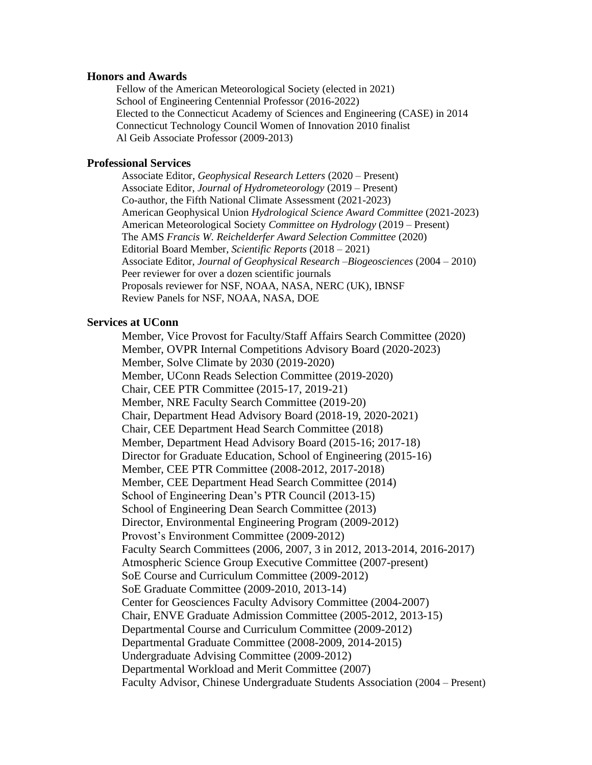## Honors and Awards

Fellow of the American Meteorological Society (elected in 2021)
School of Engineering Centennial Professor (2016-2022)
Elected to the Connecticut Academy of Sciences and Engineering (CASE) in 2014
Connecticut Technology Council Women of Innovation 2010 finalist
Al Geib Associate Professor (2009-2013)

## Professional Services

Associate Editor, *Geophysical Research Letters* (2020 – Present)
Associate Editor, *Journal of Hydrometeorology* (2019 – Present)
Co-author, the Fifth National Climate Assessment (2021-2023)
American Geophysical Union *Hydrological Science Award Committee* (2021-2023)
American Meteorological Society *Committee on Hydrology* (2019 – Present)
The AMS *Francis W. Reichelderfer Award Selection Committee* (2020)
Editorial Board Member, *Scientific Reports* (2018 – 2021)
Associate Editor, *Journal of Geophysical Research –Biogeosciences* (2004 – 2010)
Peer reviewer for over a dozen scientific journals
Proposals reviewer for NSF, NOAA, NASA, NERC (UK), IBNSF
Review Panels for NSF, NOAA, NASA, DOE

## Services at UConn

Member, Vice Provost for Faculty/Staff Affairs Search Committee (2020)
Member, OVPR Internal Competitions Advisory Board (2020-2023)
Member, Solve Climate by 2030 (2019-2020)
Member, UConn Reads Selection Committee (2019-2020)
Chair, CEE PTR Committee (2015-17, 2019-21)
Member, NRE Faculty Search Committee (2019-20)
Chair, Department Head Advisory Board (2018-19, 2020-2021)
Chair, CEE Department Head Search Committee (2018)
Member, Department Head Advisory Board (2015-16; 2017-18)
Director for Graduate Education, School of Engineering (2015-16)
Member, CEE PTR Committee (2008-2012, 2017-2018)
Member, CEE Department Head Search Committee (2014)
School of Engineering Dean's PTR Council (2013-15)
School of Engineering Dean Search Committee (2013)
Director, Environmental Engineering Program (2009-2012)
Provost's Environment Committee (2009-2012)
Faculty Search Committees (2006, 2007, 3 in 2012, 2013-2014, 2016-2017)
Atmospheric Science Group Executive Committee (2007-present)
SoE Course and Curriculum Committee (2009-2012)
SoE Graduate Committee (2009-2010, 2013-14)
Center for Geosciences Faculty Advisory Committee (2004-2007)
Chair, ENVE Graduate Admission Committee (2005-2012, 2013-15)
Departmental Course and Curriculum Committee (2009-2012)
Departmental Graduate Committee (2008-2009, 2014-2015)
Undergraduate Advising Committee (2009-2012)
Departmental Workload and Merit Committee (2007)
Faculty Advisor, Chinese Undergraduate Students Association (2004 – Present)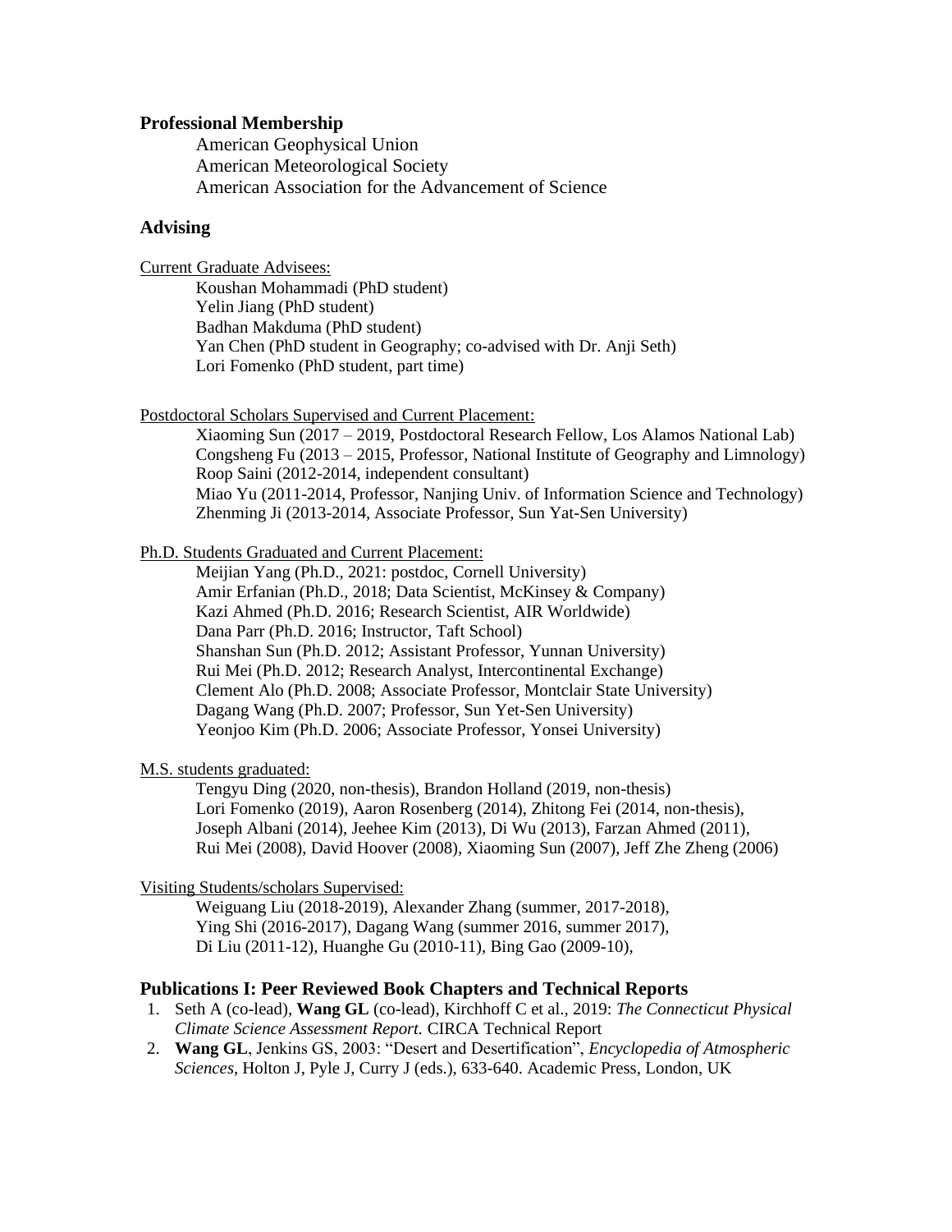## Professional Membership

American Geophysical Union
American Meteorological Society
American Association for the Advancement of Science

## Advising

Current Graduate Advisees:

Koushan Mohammadi (PhD student)
Yelin Jiang (PhD student)
Badhan Makduma (PhD student)
Yan Chen (PhD student in Geography; co-advised with Dr. Anji Seth)
Lori Fomenko (PhD student, part time)

Postdoctoral Scholars Supervised and Current Placement:

Xiaoming Sun (2017 – 2019, Postdoctoral Research Fellow, Los Alamos National Lab)
Congsheng Fu (2013 – 2015, Professor, National Institute of Geography and Limnology)
Roop Saini (2012-2014, independent consultant)
Miao Yu (2011-2014, Professor, Nanjing Univ. of Information Science and Technology)
Zhenming Ji (2013-2014, Associate Professor, Sun Yat-Sen University)

Ph.D. Students Graduated and Current Placement:

Meijian Yang (Ph.D., 2021: postdoc, Cornell University)
Amir Erfanian (Ph.D., 2018; Data Scientist, McKinsey & Company)
Kazi Ahmed (Ph.D. 2016; Research Scientist, AIR Worldwide)
Dana Parr (Ph.D. 2016; Instructor, Taft School)
Shanshan Sun (Ph.D. 2012; Assistant Professor, Yunnan University)
Rui Mei (Ph.D. 2012; Research Analyst, Intercontinental Exchange)
Clement Alo (Ph.D. 2008; Associate Professor, Montclair State University)
Dagang Wang (Ph.D. 2007; Professor, Sun Yet-Sen University)
Yeonjoo Kim (Ph.D. 2006; Associate Professor, Yonsei University)

M.S. students graduated:

Tengyu Ding (2020, non-thesis), Brandon Holland (2019, non-thesis)
Lori Fomenko (2019), Aaron Rosenberg (2014), Zhitong Fei (2014, non-thesis),
Joseph Albani (2014), Jeehee Kim (2013), Di Wu (2013), Farzan Ahmed (2011),
Rui Mei (2008), David Hoover (2008), Xiaoming Sun (2007), Jeff Zhe Zheng (2006)

Visiting Students/scholars Supervised:

Weiguang Liu (2018-2019), Alexander Zhang (summer, 2017-2018),
Ying Shi (2016-2017), Dagang Wang (summer 2016, summer 2017),
Di Liu (2011-12), Huanghe Gu (2010-11), Bing Gao (2009-10),

## Publications I: Peer Reviewed Book Chapters and Technical Reports

1. Seth A (co-lead), **Wang GL** (co-lead), Kirchhoff C et al., 2019: *The Connecticut Physical Climate Science Assessment Report.* CIRCA Technical Report
2. **Wang GL**, Jenkins GS, 2003: "Desert and Desertification", *Encyclopedia of Atmospheric Sciences*, Holton J, Pyle J, Curry J (eds.), 633-640. Academic Press, London, UK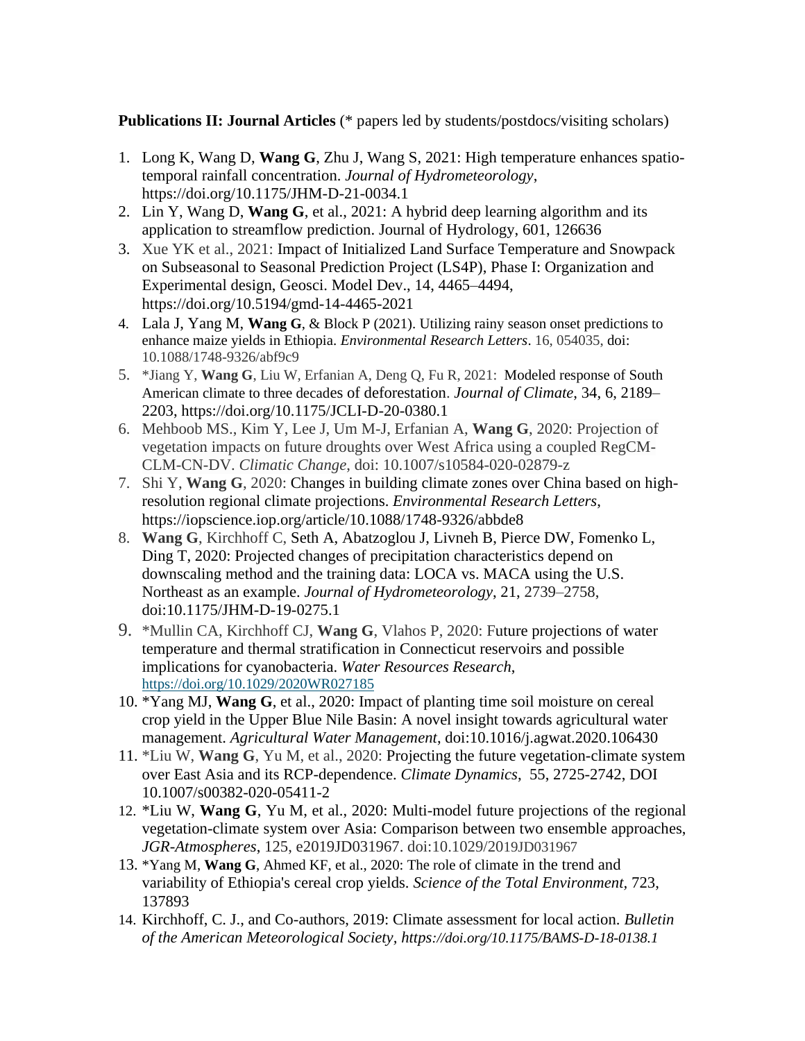**Publications II: Journal Articles** (* papers led by students/postdocs/visiting scholars)

1. Long K, Wang D, **Wang G**, Zhu J, Wang S, 2021: High temperature enhances spatio-temporal rainfall concentration. *Journal of Hydrometeorology*, https://doi.org/10.1175/JHM-D-21-0034.1
2. Lin Y, Wang D, **Wang G**, et al., 2021: A hybrid deep learning algorithm and its application to streamflow prediction. Journal of Hydrology, 601, 126636
3. Xue YK et al., 2021: Impact of Initialized Land Surface Temperature and Snowpack on Subseasonal to Seasonal Prediction Project (LS4P), Phase I: Organization and Experimental design, Geosci. Model Dev., 14, 4465–4494, https://doi.org/10.5194/gmd-14-4465-2021
4. Lala J, Yang M, **Wang G**, & Block P (2021). Utilizing rainy season onset predictions to enhance maize yields in Ethiopia. *Environmental Research Letters*. 16, 054035, doi: 10.1088/1748-9326/abf9c9
5. *Jiang Y, **Wang G**, Liu W, Erfanian A, Deng Q, Fu R, 2021: Modeled response of South American climate to three decades of deforestation. *Journal of Climate*, 34, 6, 2189–2203, https://doi.org/10.1175/JCLI-D-20-0380.1
6. Mehboob MS., Kim Y, Lee J, Um M-J, Erfanian A, **Wang G**, 2020: Projection of vegetation impacts on future droughts over West Africa using a coupled RegCM-CLM-CN-DV. *Climatic Change*, doi: 10.1007/s10584-020-02879-z
7. Shi Y, **Wang G**, 2020: Changes in building climate zones over China based on high-resolution regional climate projections. *Environmental Research Letters*, https://iopscience.iop.org/article/10.1088/1748-9326/abbde8
8. **Wang G**, Kirchhoff C, Seth A, Abatzoglou J, Livneh B, Pierce DW, Fomenko L, Ding T, 2020: Projected changes of precipitation characteristics depend on downscaling method and the training data: LOCA vs. MACA using the U.S. Northeast as an example. *Journal of Hydrometeorology*, 21, 2739–2758, doi:10.1175/JHM-D-19-0275.1
9. *Mullin CA, Kirchhoff CJ, **Wang G**, Vlahos P, 2020: Future projections of water temperature and thermal stratification in Connecticut reservoirs and possible implications for cyanobacteria. *Water Resources Research*, https://doi.org/10.1029/2020WR027185
10. *Yang MJ, **Wang G**, et al., 2020: Impact of planting time soil moisture on cereal crop yield in the Upper Blue Nile Basin: A novel insight towards agricultural water management. *Agricultural Water Management*, doi:10.1016/j.agwat.2020.106430
11. *Liu W, **Wang G**, Yu M, et al., 2020: Projecting the future vegetation-climate system over East Asia and its RCP-dependence. *Climate Dynamics*, 55, 2725-2742, DOI 10.1007/s00382-020-05411-2
12. *Liu W, **Wang G**, Yu M, et al., 2020: Multi-model future projections of the regional vegetation-climate system over Asia: Comparison between two ensemble approaches, *JGR-Atmospheres*, 125, e2019JD031967. doi:10.1029/2019JD031967
13. *Yang M, **Wang G**, Ahmed KF, et al., 2020: The role of climate in the trend and variability of Ethiopia's cereal crop yields. *Science of the Total Environment*, 723, 137893
14. Kirchhoff, C. J., and Co-authors, 2019: Climate assessment for local action. *Bulletin of the American Meteorological Society, https://doi.org/10.1175/BAMS-D-18-0138.1*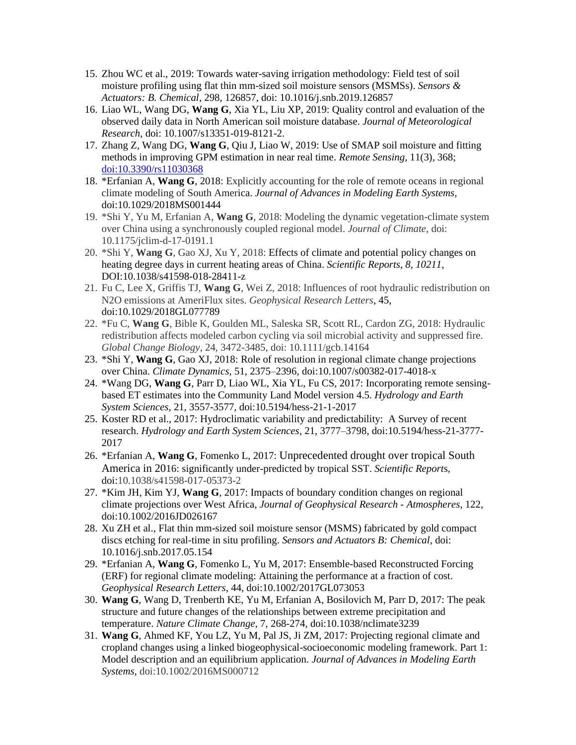15. Zhou WC et al., 2019: Towards water-saving irrigation methodology: Field test of soil moisture profiling using flat thin mm-sized soil moisture sensors (MSMSs). *Sensors & Actuators: B. Chemical*, 298, 126857, doi: 10.1016/j.snb.2019.126857
16. Liao WL, Wang DG, **Wang G**, Xia YL, Liu XP, 2019: Quality control and evaluation of the observed daily data in North American soil moisture database. *Journal of Meteorological Research*, doi: 10.1007/s13351-019-8121-2.
17. Zhang Z, Wang DG, **Wang G**, Qiu J, Liao W, 2019: Use of SMAP soil moisture and fitting methods in improving GPM estimation in near real time. *Remote Sensing*, 11(3), 368; doi:10.3390/rs11030368
18. *Erfanian A, **Wang G**, 2018: Explicitly accounting for the role of remote oceans in regional climate modeling of South America. *Journal of Advances in Modeling Earth Systems*, doi:10.1029/2018MS001444
19. *Shi Y, Yu M, Erfanian A, **Wang G**, 2018: Modeling the dynamic vegetation-climate system over China using a synchronously coupled regional model. *Journal of Climate*, doi: 10.1175/jclim-d-17-0191.1
20. *Shi Y, **Wang G**, Gao XJ, Xu Y, 2018: Effects of climate and potential policy changes on heating degree days in current heating areas of China. *Scientific Reports*, *8*, *10211*, DOI:10.1038/s41598-018-28411-z
21. Fu C, Lee X, Griffis TJ, **Wang G**, Wei Z, 2018: Influences of root hydraulic redistribution on N2O emissions at AmeriFlux sites. *Geophysical Research Letters*, 45, doi:10.1029/2018GL077789
22. *Fu C, **Wang G**, Bible K, Goulden ML, Saleska SR, Scott RL, Cardon ZG, 2018: Hydraulic redistribution affects modeled carbon cycling via soil microbial activity and suppressed fire. *Global Change Biology*, 24, 3472-3485, doi: 10.1111/gcb.14164
23. *Shi Y, **Wang G**, Gao XJ, 2018: Role of resolution in regional climate change projections over China. *Climate Dynamics*, 51, 2375–2396, doi:10.1007/s00382-017-4018-x
24. *Wang DG, **Wang G**, Parr D, Liao WL, Xia YL, Fu CS, 2017: Incorporating remote sensing-based ET estimates into the Community Land Model version 4.5. *Hydrology and Earth System Sciences*, 21, 3557-3577, doi:10.5194/hess-21-1-2017
25. Koster RD et al., 2017: Hydroclimatic variability and predictability: A Survey of recent research. *Hydrology and Earth System Sciences*, 21, 3777–3798, doi:10.5194/hess-21-3777-2017
26. *Erfanian A, **Wang G**, Fomenko L, 2017: Unprecedented drought over tropical South America in 2016: significantly under-predicted by tropical SST. *Scientific Reports*, doi:10.1038/s41598-017-05373-2
27. *Kim JH, Kim YJ, **Wang G**, 2017: Impacts of boundary condition changes on regional climate projections over West Africa, *Journal of Geophysical Research - Atmospheres*, 122, doi:10.1002/2016JD026167
28. Xu ZH et al., Flat thin mm-sized soil moisture sensor (MSMS) fabricated by gold compact discs etching for real-time in situ profiling. *Sensors and Actuators B: Chemical*, doi: 10.1016/j.snb.2017.05.154
29. *Erfanian A, **Wang G**, Fomenko L, Yu M, 2017: Ensemble-based Reconstructed Forcing (ERF) for regional climate modeling: Attaining the performance at a fraction of cost. *Geophysical Research Letters*, 44, doi:10.1002/2017GL073053
30. **Wang G**, Wang D, Trenberth KE, Yu M, Erfanian A, Bosilovich M, Parr D, 2017: The peak structure and future changes of the relationships between extreme precipitation and temperature. *Nature Climate Change*, 7, 268-274, doi:10.1038/nclimate3239
31. **Wang G**, Ahmed KF, You LZ, Yu M, Pal JS, Ji ZM, 2017: Projecting regional climate and cropland changes using a linked biogeophysical-socioeconomic modeling framework. Part 1: Model description and an equilibrium application. *Journal of Advances in Modeling Earth Systems*, doi:10.1002/2016MS000712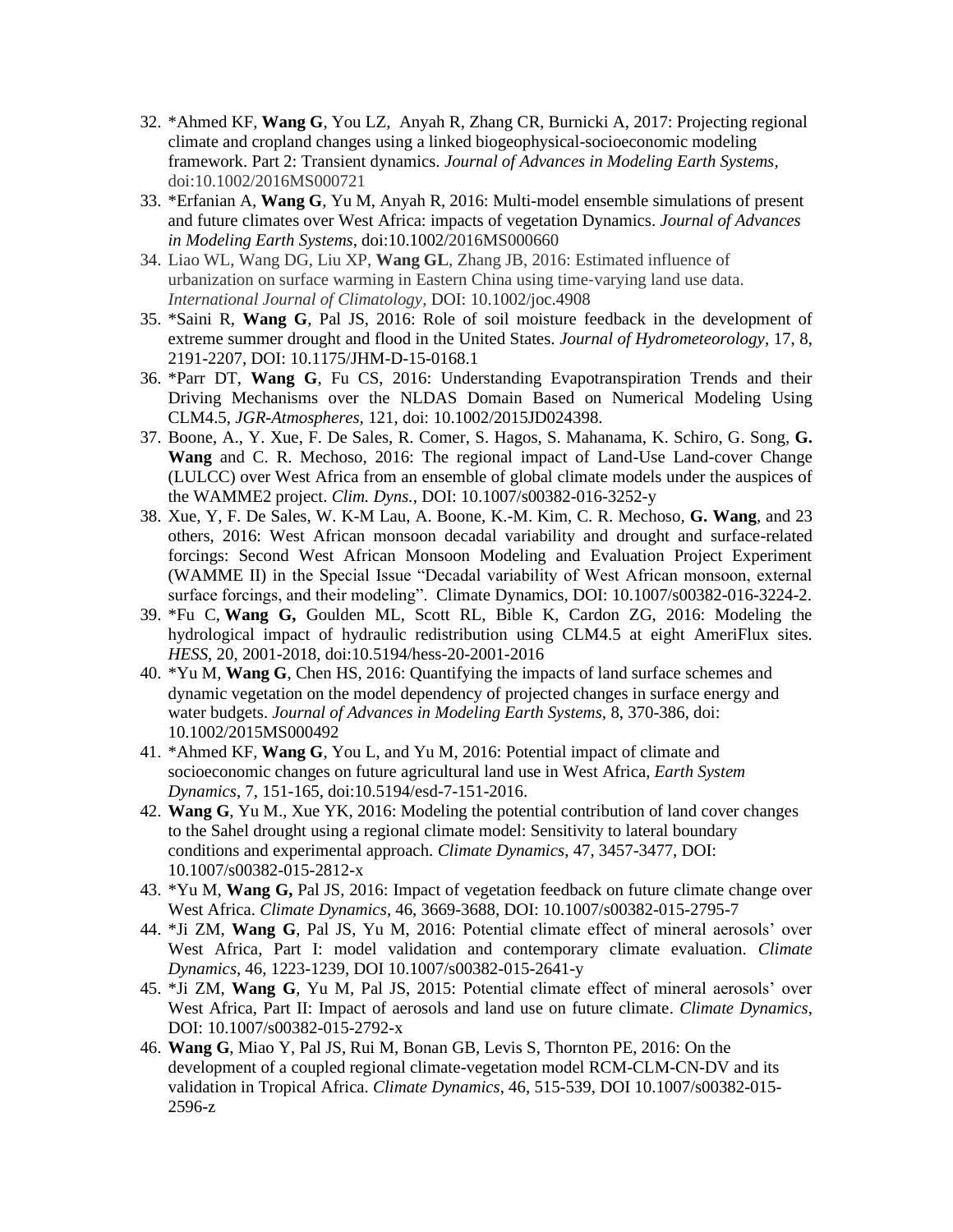32. *Ahmed KF, **Wang G**, You LZ, Anyah R, Zhang CR, Burnicki A, 2017: Projecting regional climate and cropland changes using a linked biogeophysical-socioeconomic modeling framework. Part 2: Transient dynamics. *Journal of Advances in Modeling Earth Systems*, doi:10.1002/2016MS000721
33. *Erfanian A, **Wang G**, Yu M, Anyah R, 2016: Multi-model ensemble simulations of present and future climates over West Africa: impacts of vegetation Dynamics. *Journal of Advances in Modeling Earth Systems*, doi:10.1002/2016MS000660
34. Liao WL, Wang DG, Liu XP, **Wang GL**, Zhang JB, 2016: Estimated influence of urbanization on surface warming in Eastern China using time-varying land use data. *International Journal of Climatology*, DOI: 10.1002/joc.4908
35. *Saini R, **Wang G**, Pal JS, 2016: Role of soil moisture feedback in the development of extreme summer drought and flood in the United States. *Journal of Hydrometeorology*, 17, 8, 2191-2207, DOI: 10.1175/JHM-D-15-0168.1
36. *Parr DT, **Wang G**, Fu CS, 2016: Understanding Evapotranspiration Trends and their Driving Mechanisms over the NLDAS Domain Based on Numerical Modeling Using CLM4.5, *JGR-Atmospheres*, 121, doi: 10.1002/2015JD024398.
37. Boone, A., Y. Xue, F. De Sales, R. Comer, S. Hagos, S. Mahanama, K. Schiro, G. Song, **G. Wang** and C. R. Mechoso, 2016: The regional impact of Land-Use Land-cover Change (LULCC) over West Africa from an ensemble of global climate models under the auspices of the WAMME2 project. *Clim. Dyns.*, DOI: 10.1007/s00382-016-3252-y
38. Xue, Y, F. De Sales, W. K-M Lau, A. Boone, K.-M. Kim, C. R. Mechoso, **G. Wang**, and 23 others, 2016: Second West African monsoon decadal variability and drought and surface-related forcings: Second West African Monsoon Modeling and Evaluation Project Experiment (WAMME II) in the Special Issue "Decadal variability of West African monsoon, external surface forcings, and their modeling". Climate Dynamics, DOI: 10.1007/s00382-016-3224-2.
39. *Fu C, **Wang G,** Goulden ML, Scott RL, Bible K, Cardon ZG, 2016: Modeling the hydrological impact of hydraulic redistribution using CLM4.5 at eight AmeriFlux sites. *HESS*, 20, 2001-2018, doi:10.5194/hess-20-2001-2016
40. *Yu M, **Wang G**, Chen HS, 2016: Quantifying the impacts of land surface schemes and dynamic vegetation on the model dependency of projected changes in surface energy and water budgets. *Journal of Advances in Modeling Earth Systems,* 8, 370-386, doi: 10.1002/2015MS000492
41. *Ahmed KF, **Wang G**, You L, and Yu M, 2016: Potential impact of climate and socioeconomic changes on future agricultural land use in West Africa, *Earth System Dynamics*, 7, 151-165, doi:10.5194/esd-7-151-2016.
42. **Wang G**, Yu M., Xue YK, 2016: Modeling the potential contribution of land cover changes to the Sahel drought using a regional climate model: Sensitivity to lateral boundary conditions and experimental approach. *Climate Dynamics*, 47, 3457-3477, DOI: 10.1007/s00382-015-2812-x
43. *Yu M, **Wang G,** Pal JS, 2016: Impact of vegetation feedback on future climate change over West Africa. *Climate Dynamics*, 46, 3669-3688, DOI: 10.1007/s00382-015-2795-7
44. *Ji ZM, **Wang G**, Pal JS, Yu M, 2016: Potential climate effect of mineral aerosols' over West Africa, Part I: model validation and contemporary climate evaluation. *Climate Dynamics*, 46, 1223-1239, DOI 10.1007/s00382-015-2641-y
45. *Ji ZM, **Wang G**, Yu M, Pal JS, 2015: Potential climate effect of mineral aerosols' over West Africa, Part II: Impact of aerosols and land use on future climate. *Climate Dynamics*, DOI: 10.1007/s00382-015-2792-x
46. **Wang G**, Miao Y, Pal JS, Rui M, Bonan GB, Levis S, Thornton PE, 2016: On the development of a coupled regional climate-vegetation model RCM-CLM-CN-DV and its validation in Tropical Africa. *Climate Dynamics*, 46, 515-539, DOI 10.1007/s00382-015-2596-z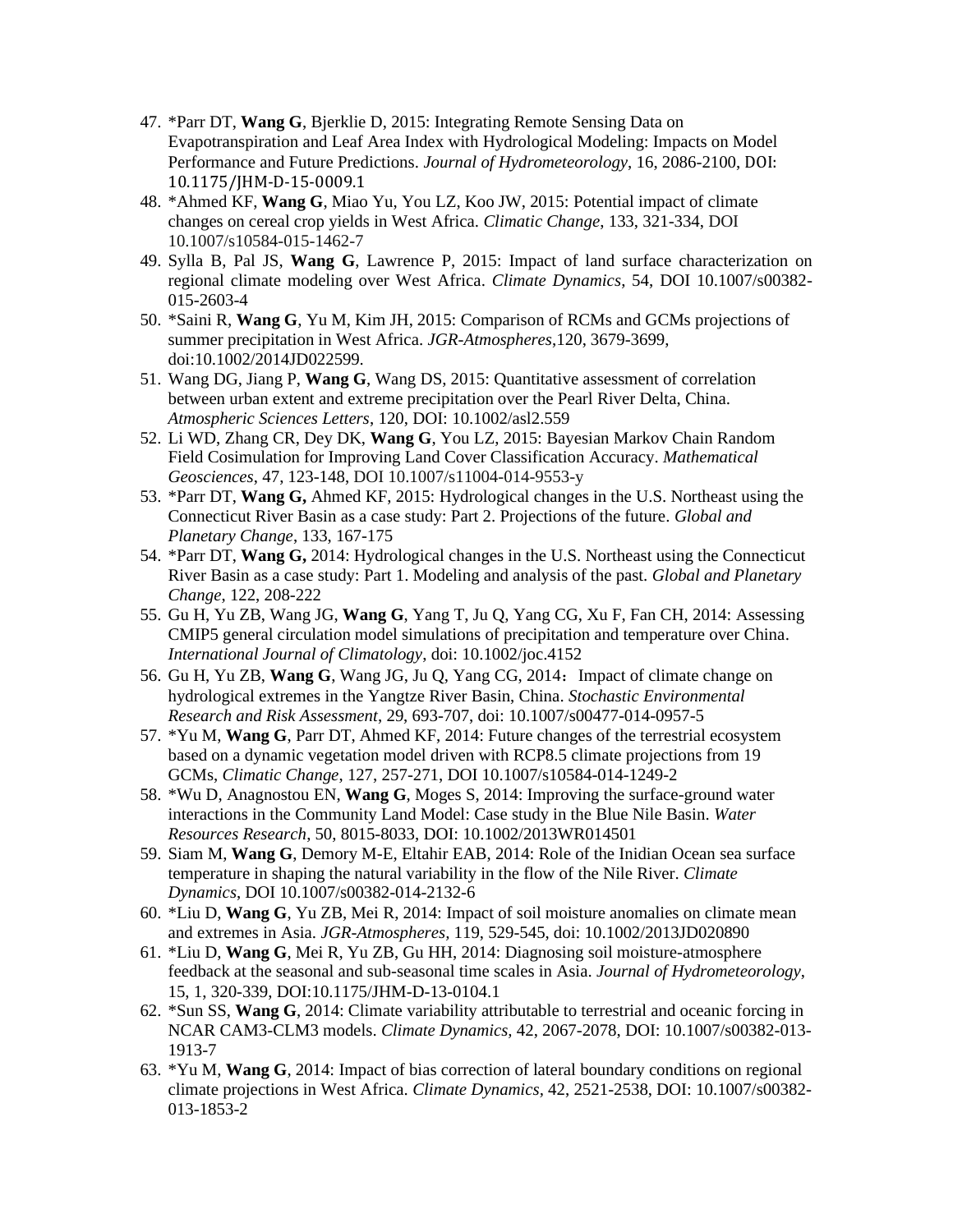47. *Parr DT, **Wang G**, Bjerklie D, 2015: Integrating Remote Sensing Data on Evapotranspiration and Leaf Area Index with Hydrological Modeling: Impacts on Model Performance and Future Predictions. *Journal of Hydrometeorology*, 16, 2086-2100, DOI: 10.1175/JHM-D-15-0009.1
48. *Ahmed KF, **Wang G**, Miao Yu, You LZ, Koo JW, 2015: Potential impact of climate changes on cereal crop yields in West Africa. *Climatic Change*, 133, 321-334, DOI 10.1007/s10584-015-1462-7
49. Sylla B, Pal JS, **Wang G**, Lawrence P, 2015: Impact of land surface characterization on regional climate modeling over West Africa. *Climate Dynamics*, 54, DOI 10.1007/s00382-015-2603-4
50. *Saini R, **Wang G**, Yu M, Kim JH, 2015: Comparison of RCMs and GCMs projections of summer precipitation in West Africa. *JGR-Atmospheres*,120, 3679-3699, doi:10.1002/2014JD022599.
51. Wang DG, Jiang P, **Wang G**, Wang DS, 2015: Quantitative assessment of correlation between urban extent and extreme precipitation over the Pearl River Delta, China. *Atmospheric Sciences Letters*, 120, DOI: 10.1002/asl2.559
52. Li WD, Zhang CR, Dey DK, **Wang G**, You LZ, 2015: Bayesian Markov Chain Random Field Cosimulation for Improving Land Cover Classification Accuracy. *Mathematical Geosciences*, 47, 123-148, DOI 10.1007/s11004-014-9553-y
53. *Parr DT, **Wang G,** Ahmed KF, 2015: Hydrological changes in the U.S. Northeast using the Connecticut River Basin as a case study: Part 2. Projections of the future. *Global and Planetary Change*, 133, 167-175
54. *Parr DT, **Wang G,** 2014: Hydrological changes in the U.S. Northeast using the Connecticut River Basin as a case study: Part 1. Modeling and analysis of the past. *Global and Planetary Change*, 122, 208-222
55. Gu H, Yu ZB, Wang JG, **Wang G**, Yang T, Ju Q, Yang CG, Xu F, Fan CH, 2014: Assessing CMIP5 general circulation model simulations of precipitation and temperature over China. *International Journal of Climatology*, doi: 10.1002/joc.4152
56. Gu H, Yu ZB, **Wang G**, Wang JG, Ju Q, Yang CG, 2014：Impact of climate change on hydrological extremes in the Yangtze River Basin, China. *Stochastic Environmental Research and Risk Assessment*, 29, 693-707, doi: 10.1007/s00477-014-0957-5
57. *Yu M, **Wang G**, Parr DT, Ahmed KF, 2014: Future changes of the terrestrial ecosystem based on a dynamic vegetation model driven with RCP8.5 climate projections from 19 GCMs, *Climatic Change*, 127, 257-271, DOI 10.1007/s10584-014-1249-2
58. *Wu D, Anagnostou EN, **Wang G**, Moges S, 2014: Improving the surface-ground water interactions in the Community Land Model: Case study in the Blue Nile Basin. *Water Resources Research*, 50, 8015-8033, DOI: 10.1002/2013WR014501
59. Siam M, **Wang G**, Demory M-E, Eltahir EAB, 2014: Role of the Inidian Ocean sea surface temperature in shaping the natural variability in the flow of the Nile River. *Climate Dynamics*, DOI 10.1007/s00382-014-2132-6
60. *Liu D, **Wang G**, Yu ZB, Mei R, 2014: Impact of soil moisture anomalies on climate mean and extremes in Asia. *JGR-Atmospheres*, 119, 529-545, doi: 10.1002/2013JD020890
61. *Liu D, **Wang G**, Mei R, Yu ZB, Gu HH, 2014: Diagnosing soil moisture-atmosphere feedback at the seasonal and sub-seasonal time scales in Asia. *Journal of Hydrometeorology*, 15, 1, 320-339, DOI:10.1175/JHM-D-13-0104.1
62. *Sun SS, **Wang G**, 2014: Climate variability attributable to terrestrial and oceanic forcing in NCAR CAM3-CLM3 models. *Climate Dynamics*, 42, 2067-2078, DOI: 10.1007/s00382-013-1913-7
63. *Yu M, **Wang G**, 2014: Impact of bias correction of lateral boundary conditions on regional climate projections in West Africa. *Climate Dynamics*, 42, 2521-2538, DOI: 10.1007/s00382-013-1853-2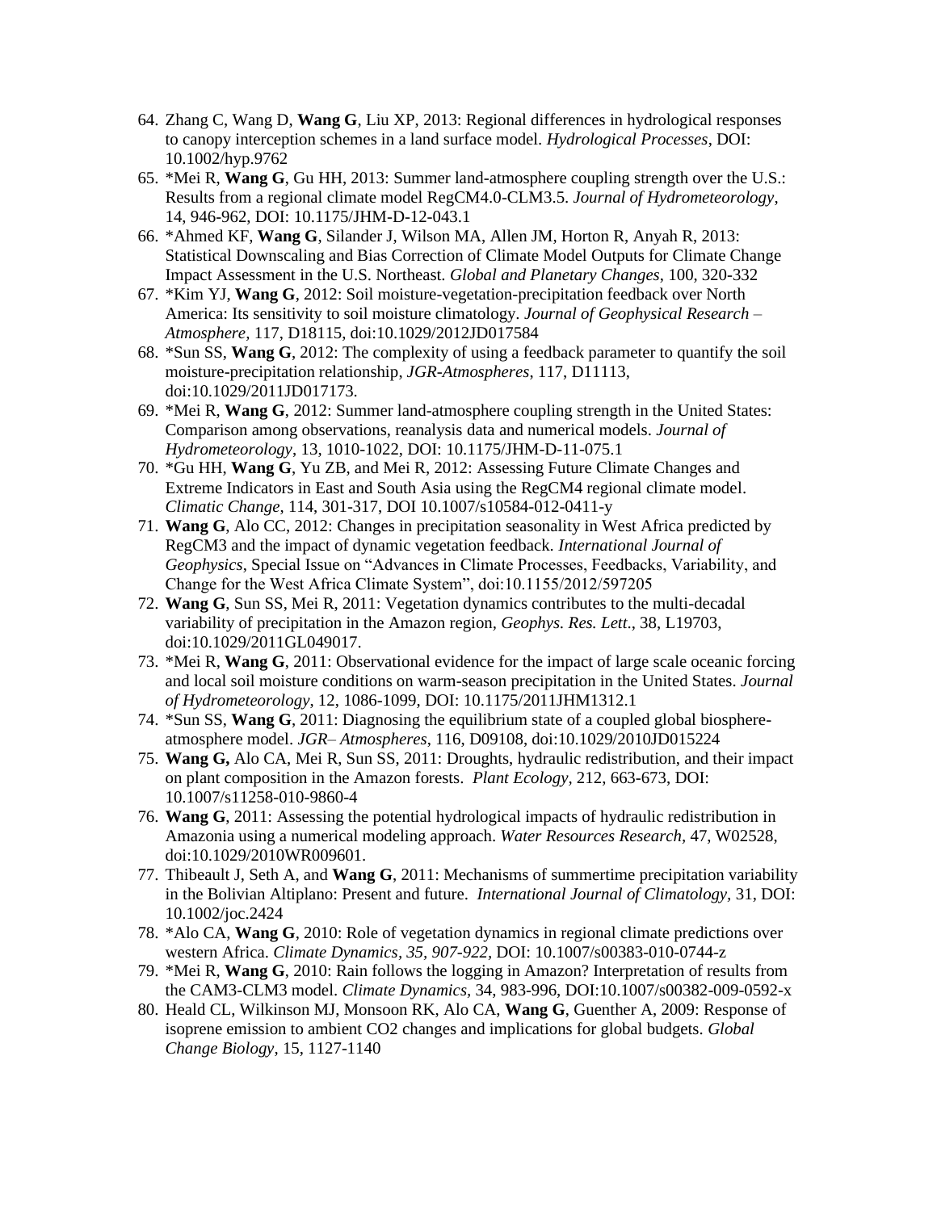64. Zhang C, Wang D, **Wang G**, Liu XP, 2013: Regional differences in hydrological responses to canopy interception schemes in a land surface model. *Hydrological Processes*, DOI: 10.1002/hyp.9762
65. *Mei R, **Wang G**, Gu HH, 2013: Summer land-atmosphere coupling strength over the U.S.: Results from a regional climate model RegCM4.0-CLM3.5. *Journal of Hydrometeorology*, 14, 946-962, DOI: 10.1175/JHM-D-12-043.1
66. *Ahmed KF, **Wang G**, Silander J, Wilson MA, Allen JM, Horton R, Anyah R, 2013: Statistical Downscaling and Bias Correction of Climate Model Outputs for Climate Change Impact Assessment in the U.S. Northeast. *Global and Planetary Changes*, 100, 320-332
67. *Kim YJ, **Wang G**, 2012: Soil moisture-vegetation-precipitation feedback over North America: Its sensitivity to soil moisture climatology. *Journal of Geophysical Research – Atmosphere*, 117, D18115, doi:10.1029/2012JD017584
68. *Sun SS, **Wang G**, 2012: The complexity of using a feedback parameter to quantify the soil moisture-precipitation relationship, *JGR-Atmospheres*, 117, D11113, doi:10.1029/2011JD017173.
69. *Mei R, **Wang G**, 2012: Summer land-atmosphere coupling strength in the United States: Comparison among observations, reanalysis data and numerical models. *Journal of Hydrometeorology*, 13, 1010-1022, DOI: 10.1175/JHM-D-11-075.1
70. *Gu HH, **Wang G**, Yu ZB, and Mei R, 2012: Assessing Future Climate Changes and Extreme Indicators in East and South Asia using the RegCM4 regional climate model. *Climatic Change*, 114, 301-317, DOI 10.1007/s10584-012-0411-y
71. **Wang G**, Alo CC, 2012: Changes in precipitation seasonality in West Africa predicted by RegCM3 and the impact of dynamic vegetation feedback. *International Journal of Geophysics*, Special Issue on "Advances in Climate Processes, Feedbacks, Variability, and Change for the West Africa Climate System", doi:10.1155/2012/597205
72. **Wang G**, Sun SS, Mei R, 2011: Vegetation dynamics contributes to the multi-decadal variability of precipitation in the Amazon region, *Geophys. Res. Lett*., 38, L19703, doi:10.1029/2011GL049017.
73. *Mei R, **Wang G**, 2011: Observational evidence for the impact of large scale oceanic forcing and local soil moisture conditions on warm-season precipitation in the United States. *Journal of Hydrometeorology*, 12, 1086-1099, DOI: 10.1175/2011JHM1312.1
74. *Sun SS, **Wang G**, 2011: Diagnosing the equilibrium state of a coupled global biosphere-atmosphere model. *JGR– Atmospheres*, 116, D09108, doi:10.1029/2010JD015224
75. **Wang G,** Alo CA, Mei R, Sun SS, 2011: Droughts, hydraulic redistribution, and their impact on plant composition in the Amazon forests. *Plant Ecology,* 212, 663-673, DOI: 10.1007/s11258-010-9860-4
76. **Wang G**, 2011: Assessing the potential hydrological impacts of hydraulic redistribution in Amazonia using a numerical modeling approach. *Water Resources Research,* 47, W02528, doi:10.1029/2010WR009601.
77. Thibeault J, Seth A, and **Wang G**, 2011: Mechanisms of summertime precipitation variability in the Bolivian Altiplano: Present and future. *International Journal of Climatology*, 31, DOI: 10.1002/joc.2424
78. *Alo CA, **Wang G**, 2010: Role of vegetation dynamics in regional climate predictions over western Africa. *Climate Dynamics, 35, 907-922*, DOI: 10.1007/s00383-010-0744-z
79. *Mei R, **Wang G**, 2010: Rain follows the logging in Amazon? Interpretation of results from the CAM3-CLM3 model. *Climate Dynamics,* 34, 983-996, DOI:10.1007/s00382-009-0592-x
80. Heald CL, Wilkinson MJ, Monsoon RK, Alo CA, **Wang G**, Guenther A, 2009: Response of isoprene emission to ambient CO2 changes and implications for global budgets. *Global Change Biology*, 15, 1127-1140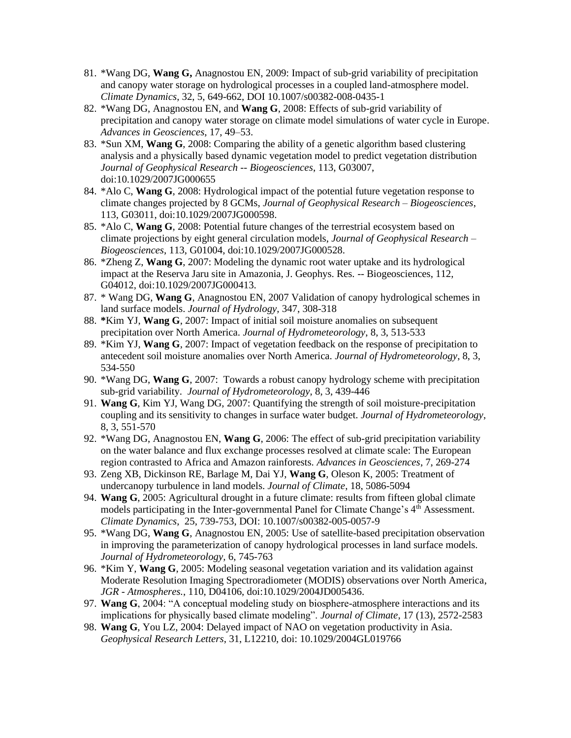81. *Wang DG, **Wang G,** Anagnostou EN, 2009: Impact of sub-grid variability of precipitation and canopy water storage on hydrological processes in a coupled land-atmosphere model. *Climate Dynamics*, 32, 5, 649-662, DOI 10.1007/s00382-008-0435-1
82. *Wang DG, Anagnostou EN, and **Wang G**, 2008: Effects of sub-grid variability of precipitation and canopy water storage on climate model simulations of water cycle in Europe. *Advances in Geosciences*, 17, 49–53.
83. *Sun XM, **Wang G**, 2008: Comparing the ability of a genetic algorithm based clustering analysis and a physically based dynamic vegetation model to predict vegetation distribution *Journal of Geophysical Research -- Biogeosciences*, 113, G03007, doi:10.1029/2007JG000655
84. *Alo C, **Wang G**, 2008: Hydrological impact of the potential future vegetation response to climate changes projected by 8 GCMs, *Journal of Geophysical Research – Biogeosciences*, 113, G03011, doi:10.1029/2007JG000598.
85. *Alo C, **Wang G**, 2008: Potential future changes of the terrestrial ecosystem based on climate projections by eight general circulation models, *Journal of Geophysical Research – Biogeosciences*, 113, G01004, doi:10.1029/2007JG000528.
86. *Zheng Z, **Wang G**, 2007: Modeling the dynamic root water uptake and its hydrological impact at the Reserva Jaru site in Amazonia, J. Geophys. Res. -- Biogeosciences, 112, G04012, doi:10.1029/2007JG000413.
87. * Wang DG, **Wang G**, Anagnostou EN, 2007 Validation of canopy hydrological schemes in land surface models. *Journal of Hydrology*, 347, 308-318
88. ***Kim YJ, **Wang G**, 2007: Impact of initial soil moisture anomalies on subsequent precipitation over North America. *Journal of Hydrometeorology*, 8, 3, 513-533
89. *Kim YJ, **Wang G**, 2007: Impact of vegetation feedback on the response of precipitation to antecedent soil moisture anomalies over North America. *Journal of Hydrometeorology*, 8, 3, 534-550
90. *Wang DG, **Wang G**, 2007: Towards a robust canopy hydrology scheme with precipitation sub-grid variability. *Journal of Hydrometeorology*, 8, 3, 439-446
91. **Wang G**, Kim YJ, Wang DG, 2007: Quantifying the strength of soil moisture-precipitation coupling and its sensitivity to changes in surface water budget. *Journal of Hydrometeorology*, 8, 3, 551-570
92. *Wang DG, Anagnostou EN, **Wang G**, 2006: The effect of sub-grid precipitation variability on the water balance and flux exchange processes resolved at climate scale: The European region contrasted to Africa and Amazon rainforests. *Advances in Geosciences*, 7, 269-274
93. Zeng XB, Dickinson RE, Barlage M, Dai YJ, **Wang G**, Oleson K, 2005: Treatment of undercanopy turbulence in land models. *Journal of Climate*, 18, 5086-5094
94. **Wang G**, 2005: Agricultural drought in a future climate: results from fifteen global climate models participating in the Inter-governmental Panel for Climate Change's 4th Assessment. *Climate Dynamics*, 25, 739-753, DOI: 10.1007/s00382-005-0057-9
95. *Wang DG, **Wang G**, Anagnostou EN, 2005: Use of satellite-based precipitation observation in improving the parameterization of canopy hydrological processes in land surface models. *Journal of Hydrometeorology*, 6, 745-763
96. *Kim Y, **Wang G**, 2005: Modeling seasonal vegetation variation and its validation against Moderate Resolution Imaging Spectroradiometer (MODIS) observations over North America, *JGR - Atmospheres.*, 110, D04106, doi:10.1029/2004JD005436.
97. **Wang G**, 2004: "A conceptual modeling study on biosphere-atmosphere interactions and its implications for physically based climate modeling". *Journal of Climate*, 17 (13), 2572-2583
98. **Wang G**, You LZ, 2004: Delayed impact of NAO on vegetation productivity in Asia. *Geophysical Research Letters*, 31, L12210, doi: 10.1029/2004GL019766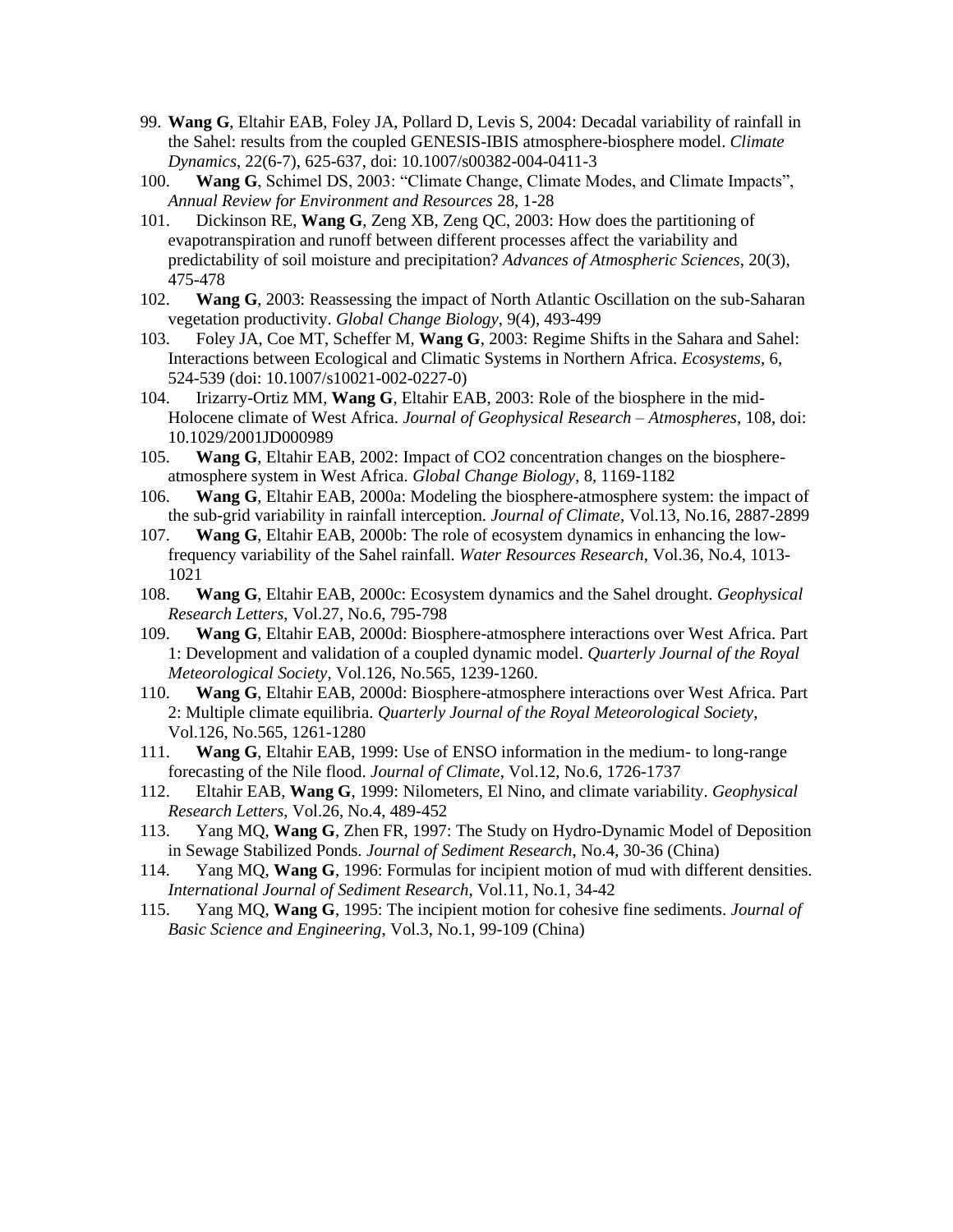99. **Wang G**, Eltahir EAB, Foley JA, Pollard D, Levis S, 2004: Decadal variability of rainfall in the Sahel: results from the coupled GENESIS-IBIS atmosphere-biosphere model. *Climate Dynamics*, 22(6-7), 625-637, doi: 10.1007/s00382-004-0411-3
100. **Wang G**, Schimel DS, 2003: "Climate Change, Climate Modes, and Climate Impacts", *Annual Review for Environment and Resources* 28, 1-28
101. Dickinson RE, **Wang G**, Zeng XB, Zeng QC, 2003: How does the partitioning of evapotranspiration and runoff between different processes affect the variability and predictability of soil moisture and precipitation? *Advances of Atmospheric Sciences*, 20(3), 475-478
102. **Wang G**, 2003: Reassessing the impact of North Atlantic Oscillation on the sub-Saharan vegetation productivity. *Global Change Biology*, 9(4), 493-499
103. Foley JA, Coe MT, Scheffer M, **Wang G**, 2003: Regime Shifts in the Sahara and Sahel: Interactions between Ecological and Climatic Systems in Northern Africa. *Ecosystems*, 6, 524-539 (doi: 10.1007/s10021-002-0227-0)
104. Irizarry-Ortiz MM, **Wang G**, Eltahir EAB, 2003: Role of the biosphere in the mid-Holocene climate of West Africa. *Journal of Geophysical Research – Atmospheres*, 108, doi: 10.1029/2001JD000989
105. **Wang G**, Eltahir EAB, 2002: Impact of CO2 concentration changes on the biosphere-atmosphere system in West Africa. *Global Change Biology*, 8, 1169-1182
106. **Wang G**, Eltahir EAB, 2000a: Modeling the biosphere-atmosphere system: the impact of the sub-grid variability in rainfall interception. *Journal of Climate*, Vol.13, No.16, 2887-2899
107. **Wang G**, Eltahir EAB, 2000b: The role of ecosystem dynamics in enhancing the low-frequency variability of the Sahel rainfall. *Water Resources Research*, Vol.36, No.4, 1013-1021
108. **Wang G**, Eltahir EAB, 2000c: Ecosystem dynamics and the Sahel drought. *Geophysical Research Letters*, Vol.27, No.6, 795-798
109. **Wang G**, Eltahir EAB, 2000d: Biosphere-atmosphere interactions over West Africa. Part 1: Development and validation of a coupled dynamic model. *Quarterly Journal of the Royal Meteorological Society*, Vol.126, No.565, 1239-1260.
110. **Wang G**, Eltahir EAB, 2000d: Biosphere-atmosphere interactions over West Africa. Part 2: Multiple climate equilibria. *Quarterly Journal of the Royal Meteorological Society*, Vol.126, No.565, 1261-1280
111. **Wang G**, Eltahir EAB, 1999: Use of ENSO information in the medium- to long-range forecasting of the Nile flood. *Journal of Climate*, Vol.12, No.6, 1726-1737
112. Eltahir EAB, **Wang G**, 1999: Nilometers, El Nino, and climate variability. *Geophysical Research Letters*, Vol.26, No.4, 489-452
113. Yang MQ, **Wang G**, Zhen FR, 1997: The Study on Hydro-Dynamic Model of Deposition in Sewage Stabilized Ponds. *Journal of Sediment Research*, No.4, 30-36 (China)
114. Yang MQ, **Wang G**, 1996: Formulas for incipient motion of mud with different densities. *International Journal of Sediment Research*, Vol.11, No.1, 34-42
115. Yang MQ, **Wang G**, 1995: The incipient motion for cohesive fine sediments. *Journal of Basic Science and Engineering*, Vol.3, No.1, 99-109 (China)